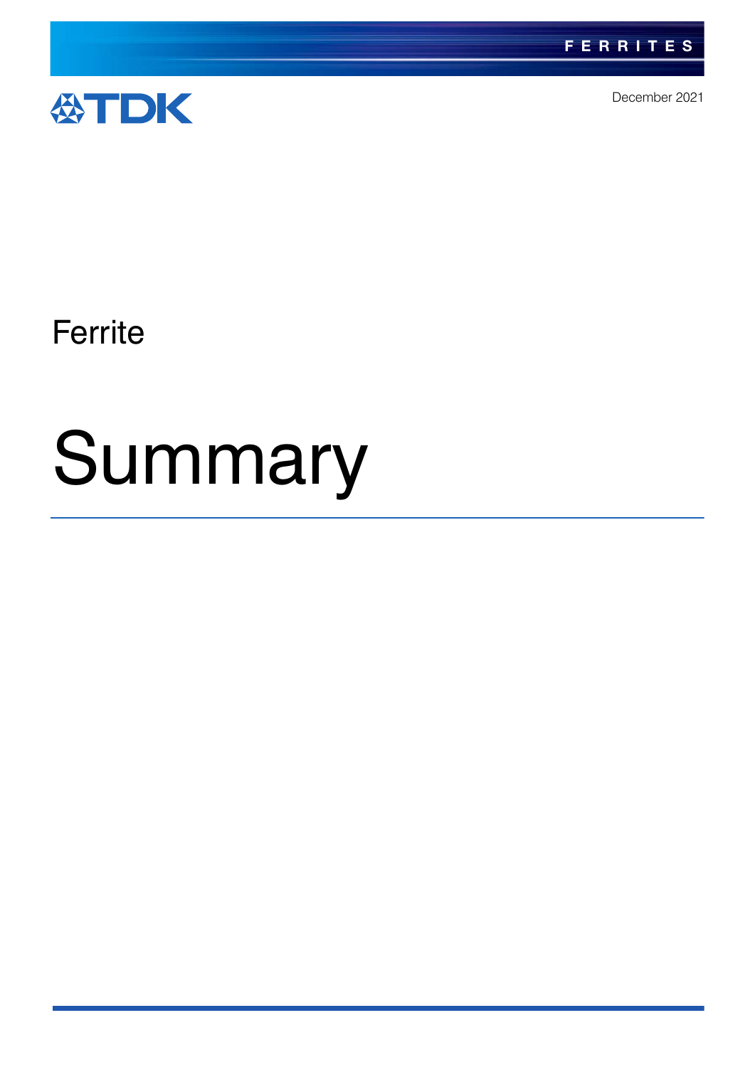FERRITES

TDK

December 2021

# Ferrite

# Summary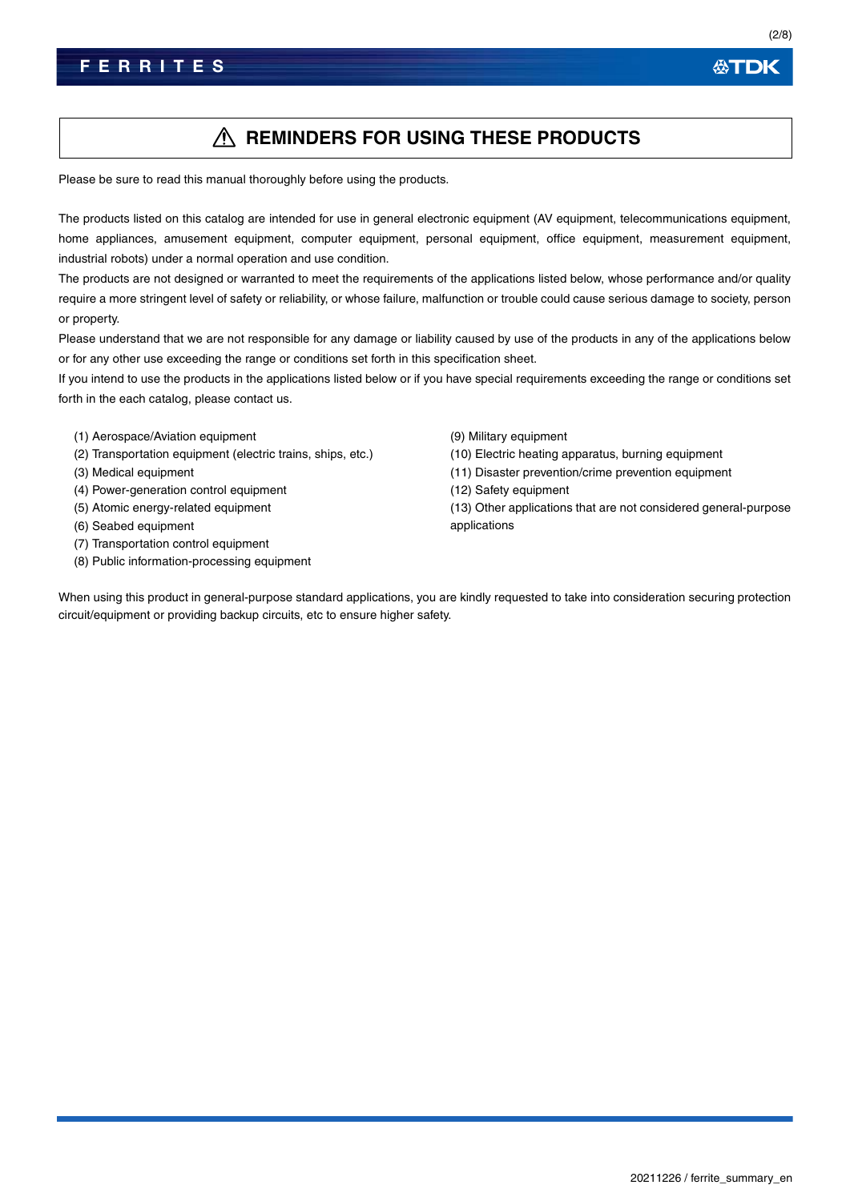# ⚠ REMINDERS FOR USING THESE PRODUCTS

Please be sure to read this manual thoroughly before using the products.

The products listed on this catalog are intended for use in general electronic equipment (AV equipment, telecommunications equipment, home appliances, amusement equipment, computer equipment, personal equipment, office equipment, measurement equipment, industrial robots) under a normal operation and use condition.

The products are not designed or warranted to meet the requirements of the applications listed below, whose performance and/or quality require a more stringent level of safety or reliability, or whose failure, malfunction or trouble could cause serious damage to society, person or property.

Please understand that we are not responsible for any damage or liability caused by use of the products in any of the applications below or for any other use exceeding the range or conditions set forth in this specification sheet.

If you intend to use the products in the applications listed below or if you have special requirements exceeding the range or conditions set forth in the each catalog, please contact us.

(1) Aerospace/Aviation equipment
(2) Transportation equipment (electric trains, ships, etc.)
(3) Medical equipment
(4) Power-generation control equipment
(5) Atomic energy-related equipment
(6) Seabed equipment
(7) Transportation control equipment
(8) Public information-processing equipment
(9) Military equipment
(10) Electric heating apparatus, burning equipment
(11) Disaster prevention/crime prevention equipment
(12) Safety equipment
(13) Other applications that are not considered general-purpose applications

When using this product in general-purpose standard applications, you are kindly requested to take into consideration securing protection circuit/equipment or providing backup circuits, etc to ensure higher safety.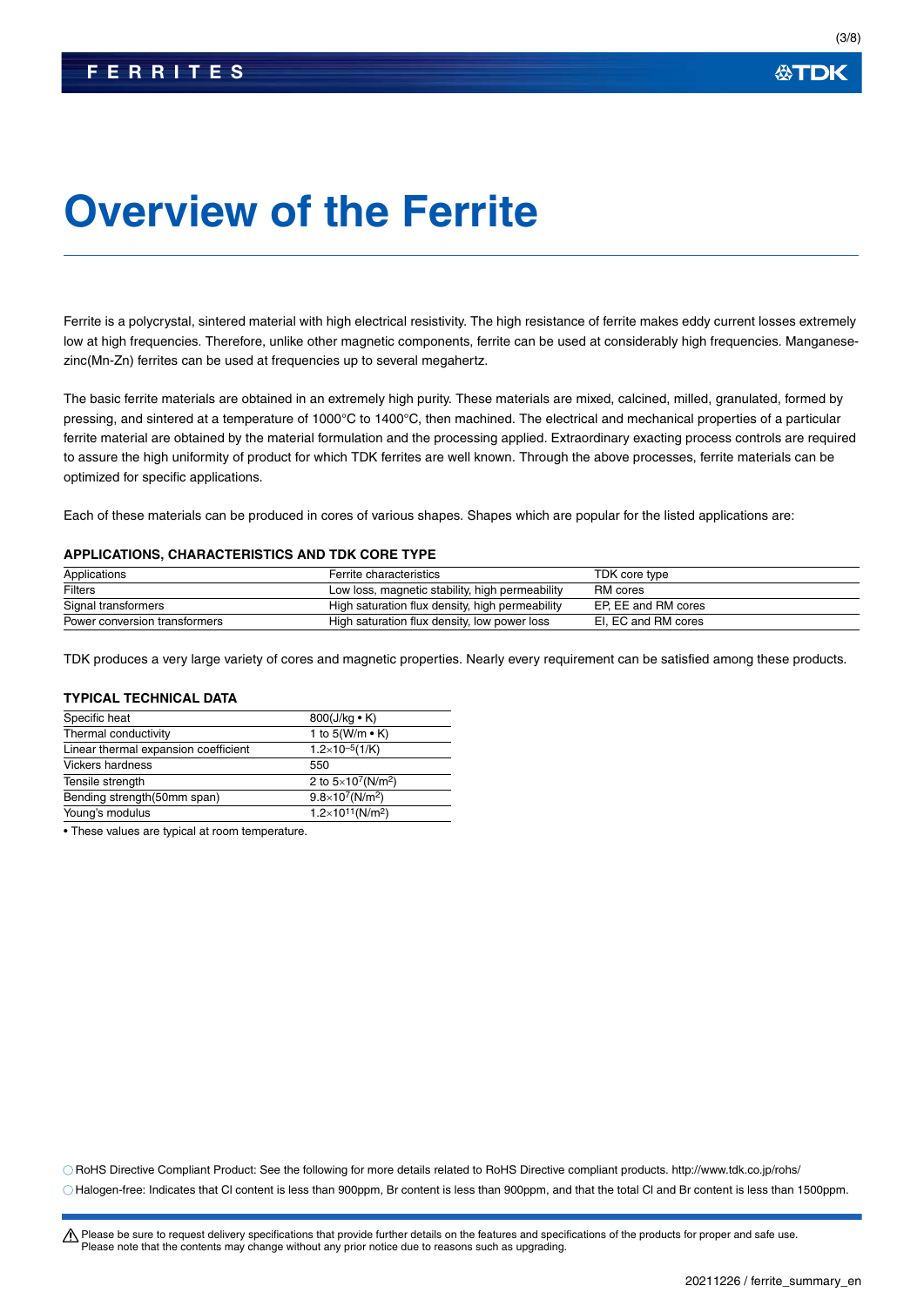# Overview of the Ferrite

Ferrite is a polycrystal, sintered material with high electrical resistivity. The high resistance of ferrite makes eddy current losses extremely low at high frequencies. Therefore, unlike other magnetic components, ferrite can be used at considerably high frequencies. Manganese-zinc(Mn-Zn) ferrites can be used at frequencies up to several megahertz.

The basic ferrite materials are obtained in an extremely high purity. These materials are mixed, calcined, milled, granulated, formed by pressing, and sintered at a temperature of 1000°C to 1400°C, then machined. The electrical and mechanical properties of a particular ferrite material are obtained by the material formulation and the processing applied. Extraordinary exacting process controls are required to assure the high uniformity of product for which TDK ferrites are well known. Through the above processes, ferrite materials can be optimized for specific applications.

Each of these materials can be produced in cores of various shapes. Shapes which are popular for the listed applications are:

### APPLICATIONS, CHARACTERISTICS AND TDK CORE TYPE

| Applications | Ferrite characteristics | TDK core type |
|---|---|---|
| Filters | Low loss, magnetic stability, high permeability | RM cores |
| Signal transformers | High saturation flux density, high permeability | EP, EE and RM cores |
| Power conversion transformers | High saturation flux density, low power loss | EI, EC and RM cores |

TDK produces a very large variety of cores and magnetic properties. Nearly every requirement can be satisfied among these products.

### TYPICAL TECHNICAL DATA

| | |
|---|---|
| Specific heat | 800(J/kg • K) |
| Thermal conductivity | 1 to 5(W/m • K) |
| Linear thermal expansion coefficient | $1.2\times10^{-5}$(1/K) |
| Vickers hardness | 550 |
| Tensile strength | 2 to $5\times10^{7}$($N/m^2$) |
| Bending strength(50mm span) | $9.8\times10^{7}$($N/m^2$) |
| Young's modulus | $1.2\times10^{11}$($N/m^2$) |

• These values are typical at room temperature.

○ RoHS Directive Compliant Product: See the following for more details related to RoHS Directive compliant products. http://www.tdk.co.jp/rohs/

○ Halogen-free: Indicates that Cl content is less than 900ppm, Br content is less than 900ppm, and that the total Cl and Br content is less than 1500ppm.

⚠ Please be sure to request delivery specifications that provide further details on the features and specifications of the products for proper and safe use.
Please note that the contents may change without any prior notice due to reasons such as upgrading.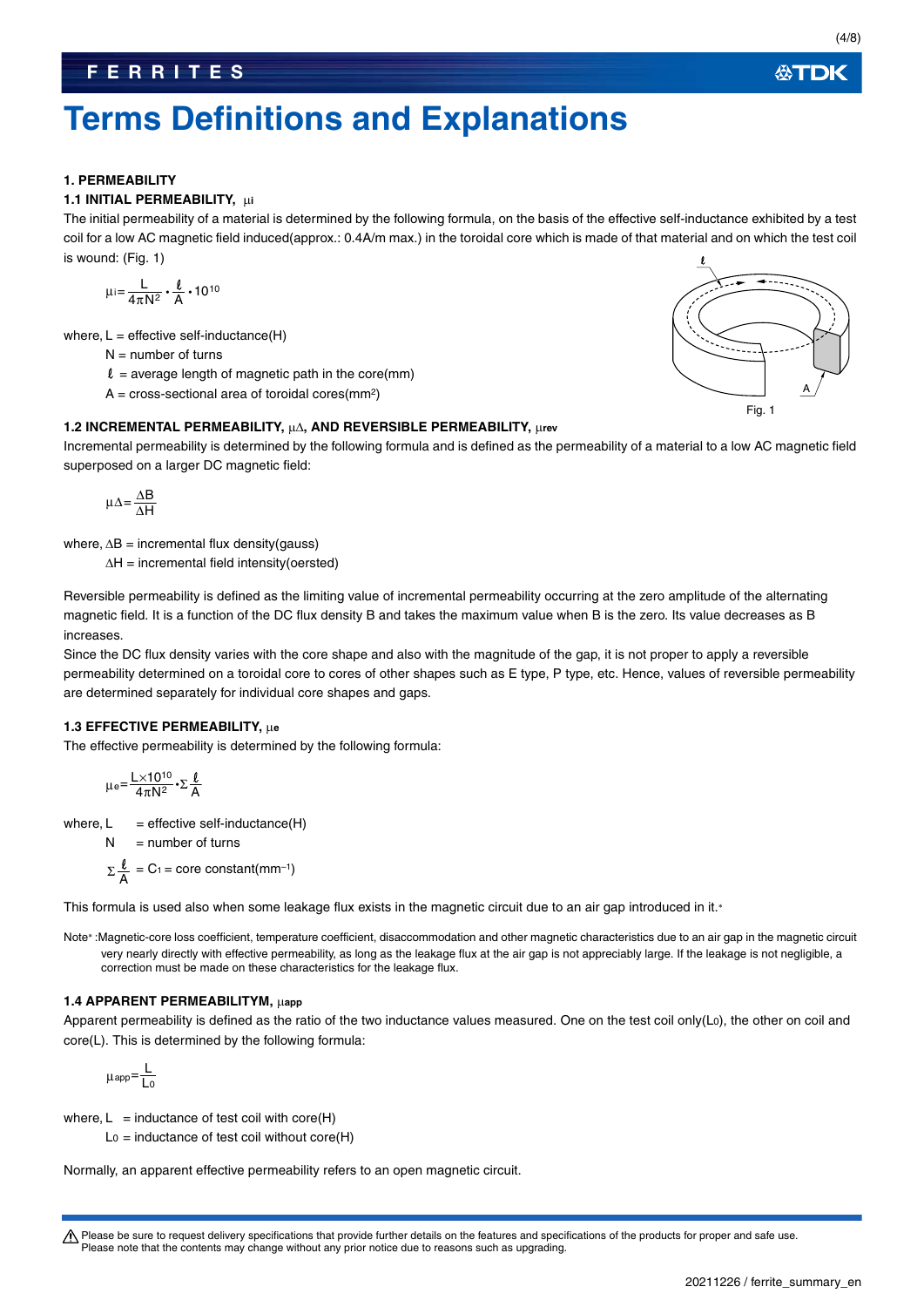# Terms Definitions and Explanations

## 1. PERMEABILITY

### 1.1 INITIAL PERMEABILITY, $\mu_i$

The initial permeability of a material is determined by the following formula, on the basis of the effective self-inductance exhibited by a test coil for a low AC magnetic field induced(approx.: 0.4A/m max.) in the toroidal core which is made of that material and on which the test coil is wound: (Fig. 1)

$$\mu_i = \frac{L}{4\pi N^2} \cdot \frac{\ell}{A} \cdot 10^{10}$$

where, $L$ = effective self-inductance(H)

$N$ = number of turns

$\ell$ = average length of magnetic path in the core(mm)

$A$ = cross-sectional area of toroidal cores($mm^2$)

Fig. 1

### 1.2 INCREMENTAL PERMEABILITY, $\mu_\Delta$, AND REVERSIBLE PERMEABILITY, $\mu_{rev}$

Incremental permeability is determined by the following formula and is defined as the permeability of a material to a low AC magnetic field superposed on a larger DC magnetic field:

$$\mu_\Delta = \frac{\Delta B}{\Delta H}$$

where, $\Delta B$ = incremental flux density(gauss)

$\Delta H$ = incremental field intensity(oersted)

Reversible permeability is defined as the limiting value of incremental permeability occurring at the zero amplitude of the alternating magnetic field. It is a function of the DC flux density B and takes the maximum value when B is the zero. Its value decreases as B increases.

Since the DC flux density varies with the core shape and also with the magnitude of the gap, it is not proper to apply a reversible permeability determined on a toroidal core to cores of other shapes such as E type, P type, etc. Hence, values of reversible permeability are determined separately for individual core shapes and gaps.

### 1.3 EFFECTIVE PERMEABILITY, $\mu_e$

The effective permeability is determined by the following formula:

$$\mu_e = \frac{L \times 10^{10}}{4\pi N^2} \cdot \Sigma \frac{\ell}{A}$$

where, $L$ = effective self-inductance(H)

$N$ = number of turns

$\Sigma \frac{\ell}{A} = C_1$ = core constant($mm^{-1}$)

This formula is used also when some leakage flux exists in the magnetic circuit due to an air gap introduced in it.*

Note* :Magnetic-core loss coefficient, temperature coefficient, disaccommodation and other magnetic characteristics due to an air gap in the magnetic circuit very nearly directly with effective permeability, as long as the leakage flux at the air gap is not appreciably large. If the leakage is not negligible, a correction must be made on these characteristics for the leakage flux.

### 1.4 APPARENT PERMEABILITYM, $\mu_{app}$

Apparent permeability is defined as the ratio of the two inductance values measured. One on the test coil only($L_0$), the other on coil and core(L). This is determined by the following formula:

$$\mu_{app} = \frac{L}{L_0}$$

where, $L$ = inductance of test coil with core(H)

$L_0$ = inductance of test coil without core(H)

Normally, an apparent effective permeability refers to an open magnetic circuit.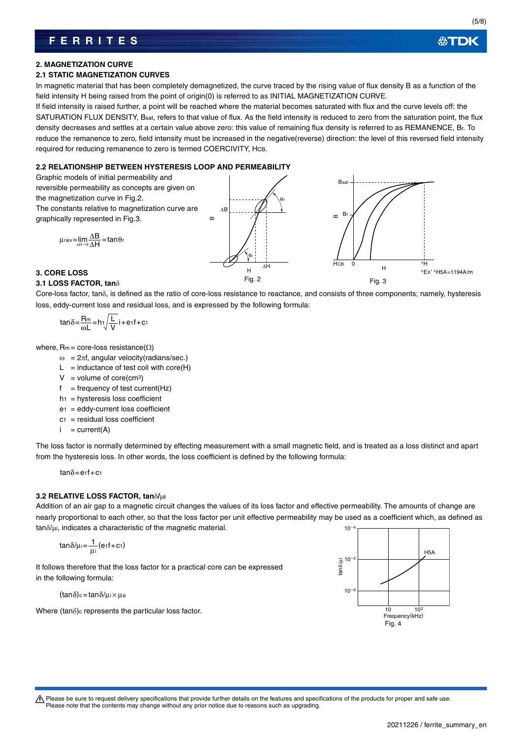## 2. MAGNETIZATION CURVE

### 2.1 STATIC MAGNETIZATION CURVES

In magnetic material that has been completely demagnetized, the curve traced by the rising value of flux density B as a function of the field intensity H being raised from the point of origin(0) is referred to as INITIAL MAGNETIZATION CURVE.

If field intensity is raised further, a point will be reached where the material becomes saturated with flux and the curve levels off: the SATURATION FLUX DENSITY, $B_{sat}$, refers to that value of flux. As the field intensity is reduced to zero from the saturation point, the flux density decreases and settles at a certain value above zero: this value of remaining flux density is referred to as REMANENCE, $B_r$. To reduce the remanence to zero, field intensity must be increased in the negative(reverse) direction: the level of this reversed field intensity required for reducing remanence to zero is termed COERCIVITY, $H_{CB}$.

### 2.2 RELATIONSHIP BETWEEN HYSTERESIS LOOP AND PERMEABILITY

Graphic models of initial permeability and reversible permeability as concepts are given on the magnetization curve in Fig.2.

The constants relative to magnetization curve are graphically represented in Fig.3.

$$\mu_{rev} = \lim_{\Delta H \to 0} \frac{\Delta B}{\Delta H} = \tan\theta_r$$

Fig. 2

Fig. 3

*Ex' *H5A=1194A/m

## 3. CORE LOSS

### 3.1 LOSS FACTOR, $\tan\delta$

Core-loss factor, $\tan\delta$, is defined as the ratio of core-loss resistance to reactance, and consists of three components; namely, hysteresis loss, eddy-current loss and residual loss, and is expressed by the following formula:

$$\tan\delta = \frac{R_m}{\omega L} = h_1 \sqrt{\frac{L}{V}}\, i + e_1 f + c_1$$

where, $R_m$ = core-loss resistance($\Omega$)

- $\omega$ = $2\pi f$, angular velocity(radians/sec.)
- $L$ = inductance of test coil with core(H)
- $V$ = volume of core($cm^3$)
- $f$ = frequency of test current(Hz)
- $h_1$ = hysteresis loss coefficient
- $e_1$ = eddy-current loss coefficient
- $c_1$ = residual loss coefficient
- $i$ = current(A)

The loss factor is normally determined by effecting measurement with a small magnetic field, and is treated as a loss distinct and apart from the hysteresis loss. In other words, the loss coefficient is defined by the following formula:

$$\tan\delta = e_1 f + c_1$$

### 3.2 RELATIVE LOSS FACTOR, $\tan\delta/\mu_i$

Addition of an air gap to a magnetic circuit changes the values of its loss factor and effective permeability. The amounts of change are nearly proportional to each other, so that the loss factor per unit effective permeability may be used as a coefficient which, as defined as $\tan\delta/\mu_i$, indicates a characteristic of the magnetic material.

$$\tan\delta/\mu_i = \frac{1}{\mu_i}(e_1 f + c_1)$$

It follows therefore that the loss factor for a practical core can be expressed in the following formula:

$$(\tan\delta)_c = \tan\delta/\mu_i \times \mu_e$$

Where $(\tan\delta)_c$ represents the particular loss factor.

Fig. 4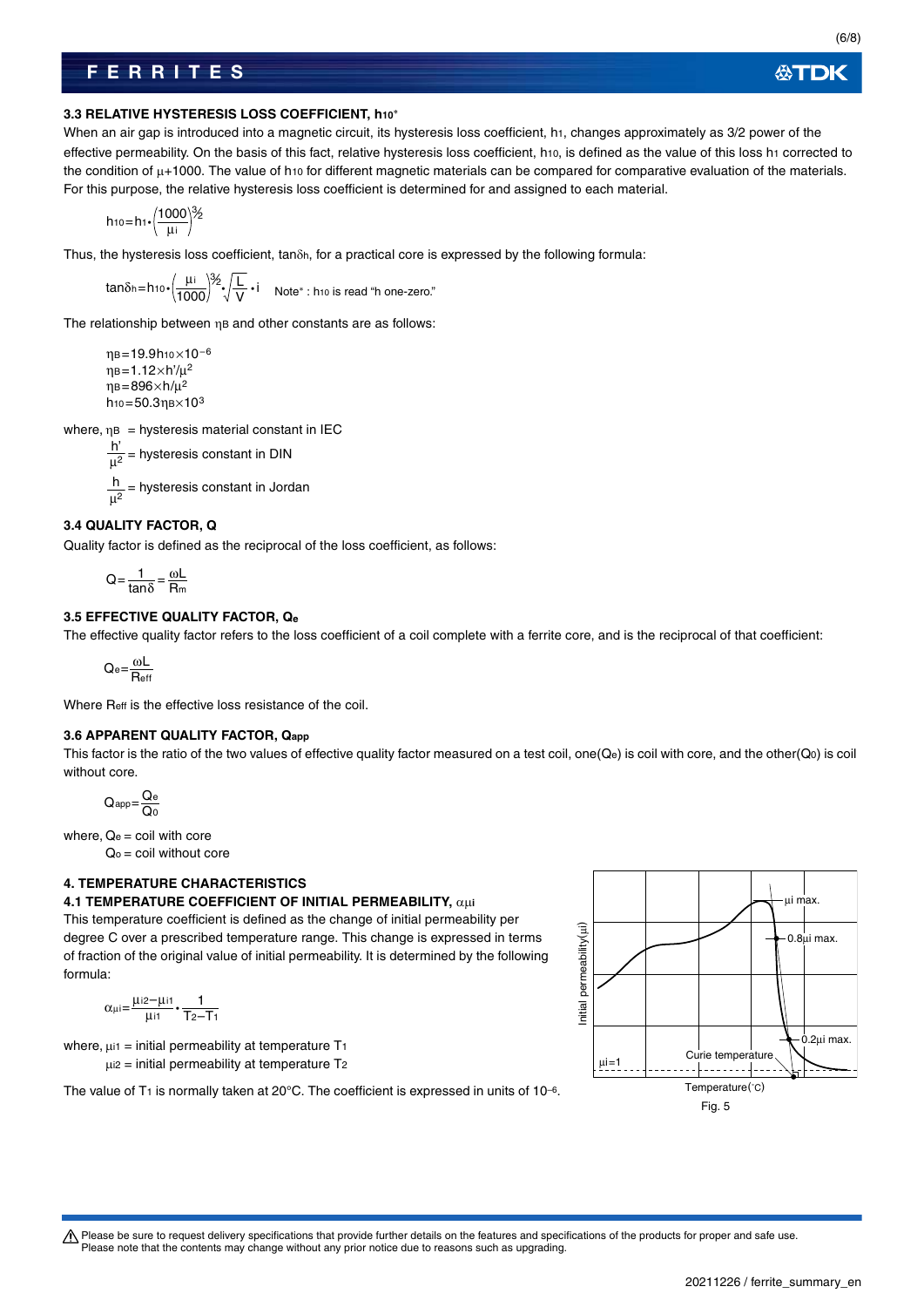### 3.3 RELATIVE HYSTERESIS LOSS COEFFICIENT, $h_{10}$*

When an air gap is introduced into a magnetic circuit, its hysteresis loss coefficient, $h_1$, changes approximately as 3/2 power of the effective permeability. On the basis of this fact, relative hysteresis loss coefficient, $h_{10}$, is defined as the value of this loss $h_1$ corrected to the condition of $\mu$+1000. The value of $h_{10}$ for different magnetic materials can be compared for comparative evaluation of the materials. For this purpose, the relative hysteresis loss coefficient is determined for and assigned to each material.

$$h_{10}=h_1\cdot\left(\frac{1000}{\mu_i}\right)^{3/2}$$

Thus, the hysteresis loss coefficient, $\tan\delta_h$, for a practical core is expressed by the following formula:

$$\tan\delta_h=h_{10}\cdot\left(\frac{\mu_i}{1000}\right)^{3/2}\cdot\sqrt{\frac{L}{V}}\cdot i$$

Note* : $h_{10}$ is read "h one-zero."

The relationship between $\eta_B$ and other constants are as follows:

$$\eta_B=19.9h_{10}\times10^{-6}$$
$$\eta_B=1.12\times h'/\mu^2$$
$$\eta_B=896\times h/\mu^2$$
$$h_{10}=50.3\eta_B\times10^3$$

where, $\eta_B$ = hysteresis material constant in IEC

$\frac{h'}{\mu^2}$ = hysteresis constant in DIN

$\frac{h}{\mu^2}$ = hysteresis constant in Jordan

### 3.4 QUALITY FACTOR, Q

Quality factor is defined as the reciprocal of the loss coefficient, as follows:

$$Q=\frac{1}{\tan\delta}=\frac{\omega L}{R_m}$$

### 3.5 EFFECTIVE QUALITY FACTOR, $Q_e$

The effective quality factor refers to the loss coefficient of a coil complete with a ferrite core, and is the reciprocal of that coefficient:

$$Q_e=\frac{\omega L}{R_{eff}}$$

Where $R_{eff}$ is the effective loss resistance of the coil.

### 3.6 APPARENT QUALITY FACTOR, $Q_{app}$

This factor is the ratio of the two values of effective quality factor measured on a test coil, one($Q_e$) is coil with core, and the other($Q_0$) is coil without core.

$$Q_{app}=\frac{Q_e}{Q_0}$$

where, $Q_e$ = coil with core
$Q_0$ = coil without core

## 4. TEMPERATURE CHARACTERISTICS

### 4.1 TEMPERATURE COEFFICIENT OF INITIAL PERMEABILITY, $\alpha_{\mu i}$

This temperature coefficient is defined as the change of initial permeability per degree C over a prescribed temperature range. This change is expressed in terms of fraction of the original value of initial permeability. It is determined by the following formula:

$$\alpha_{\mu i}=\frac{\mu_{i2}-\mu_{i1}}{\mu_{i1}}\cdot\frac{1}{T_2-T_1}$$

where, $\mu_{i1}$ = initial permeability at temperature $T_1$
$\mu_{i2}$ = initial permeability at temperature $T_2$

The value of $T_1$ is normally taken at 20°C. The coefficient is expressed in units of $10^{-6}$.

Fig. 5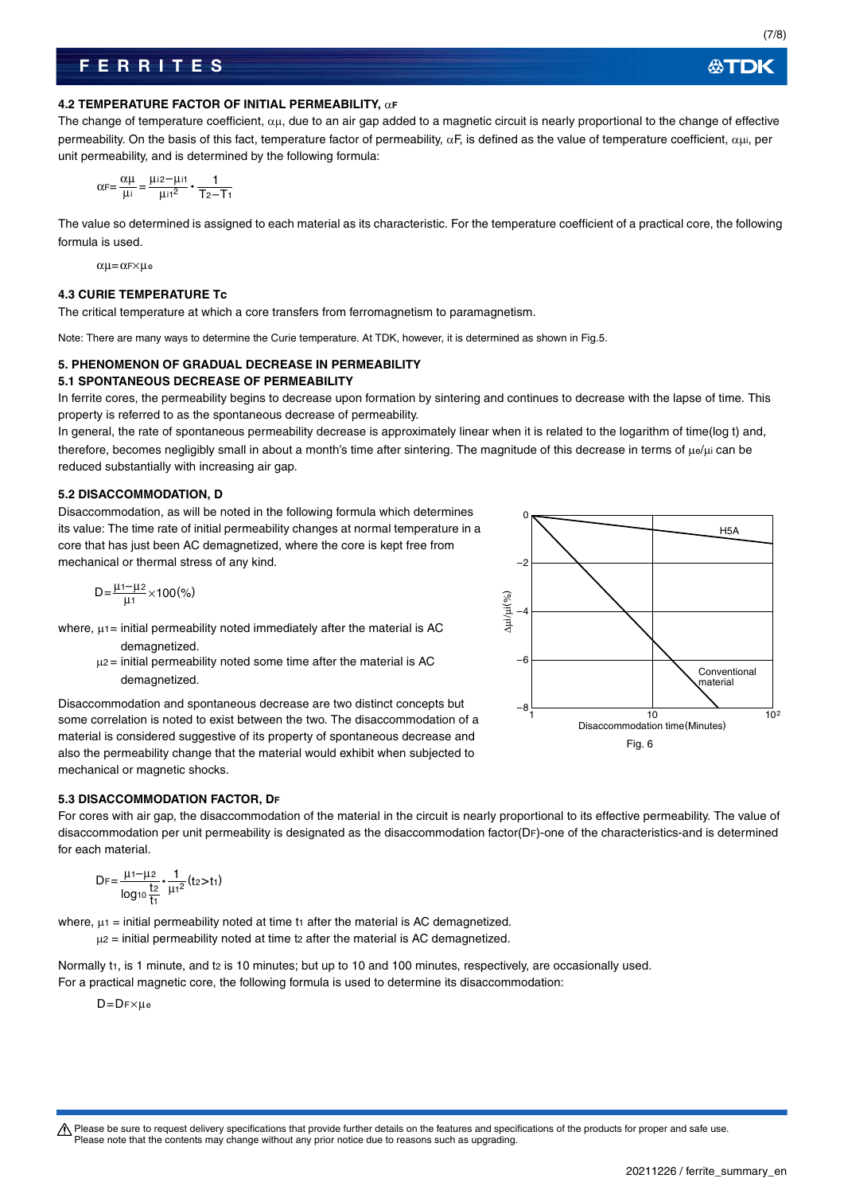### 4.2 TEMPERATURE FACTOR OF INITIAL PERMEABILITY, $\alpha_F$

The change of temperature coefficient, $\alpha\mu$, due to an air gap added to a magnetic circuit is nearly proportional to the change of effective permeability. On the basis of this fact, temperature factor of permeability, $\alpha F$, is defined as the value of temperature coefficient, $\alpha\mu i$, per unit permeability, and is determined by the following formula:

$$\alpha_F = \frac{\alpha\mu}{\mu_i} = \frac{\mu_{i2} - \mu_{i1}}{\mu_{i1}^2} \cdot \frac{1}{T_2 - T_1}$$

The value so determined is assigned to each material as its characteristic. For the temperature coefficient of a practical core, the following formula is used.

$$\alpha\mu = \alpha_F \times \mu_e$$

### 4.3 CURIE TEMPERATURE Tc

The critical temperature at which a core transfers from ferromagnetism to paramagnetism.

Note: There are many ways to determine the Curie temperature. At TDK, however, it is determined as shown in Fig.5.

### 5. PHENOMENON OF GRADUAL DECREASE IN PERMEABILITY

### 5.1 SPONTANEOUS DECREASE OF PERMEABILITY

In ferrite cores, the permeability begins to decrease upon formation by sintering and continues to decrease with the lapse of time. This property is referred to as the spontaneous decrease of permeability.

In general, the rate of spontaneous permeability decrease is approximately linear when it is related to the logarithm of time(log t) and, therefore, becomes negligibly small in about a month's time after sintering. The magnitude of this decrease in terms of $\mu_e/\mu_i$ can be reduced substantially with increasing air gap.

### 5.2 DISACCOMMODATION, D

Disaccommodation, as will be noted in the following formula which determines its value: The time rate of initial permeability changes at normal temperature in a core that has just been AC demagnetized, where the core is kept free from mechanical or thermal stress of any kind.

$$D = \frac{\mu_1 - \mu_2}{\mu_1} \times 100(\%)$$

where, $\mu_1$ = initial permeability noted immediately after the material is AC demagnetized.

$\mu_2$ = initial permeability noted some time after the material is AC demagnetized.

Disaccommodation and spontaneous decrease are two distinct concepts but some correlation is noted to exist between the two. The disaccommodation of a material is considered suggestive of its property of spontaneous decrease and also the permeability change that the material would exhibit when subjected to mechanical or magnetic shocks.

Fig. 6

### 5.3 DISACCOMMODATION FACTOR, $D_F$

For cores with air gap, the disaccommodation of the material in the circuit is nearly proportional to its effective permeability. The value of disaccommodation per unit permeability is designated as the disaccommodation factor($D_F$)-one of the characteristics-and is determined for each material.

$$D_F = \frac{\mu_1 - \mu_2}{\log_{10}\frac{t_2}{t_1}} \cdot \frac{1}{\mu_1^2} \quad (t_2 > t_1)$$

where, $\mu_1$ = initial permeability noted at time $t_1$ after the material is AC demagnetized.

$\mu_2$ = initial permeability noted at time $t_2$ after the material is AC demagnetized.

Normally $t_1$, is 1 minute, and $t_2$ is 10 minutes; but up to 10 and 100 minutes, respectively, are occasionally used.

For a practical magnetic core, the following formula is used to determine its disaccommodation:

$$D = D_F \times \mu_e$$

⚠ Please be sure to request delivery specifications that provide further details on the features and specifications of the products for proper and safe use.
Please note that the contents may change without any prior notice due to reasons such as upgrading.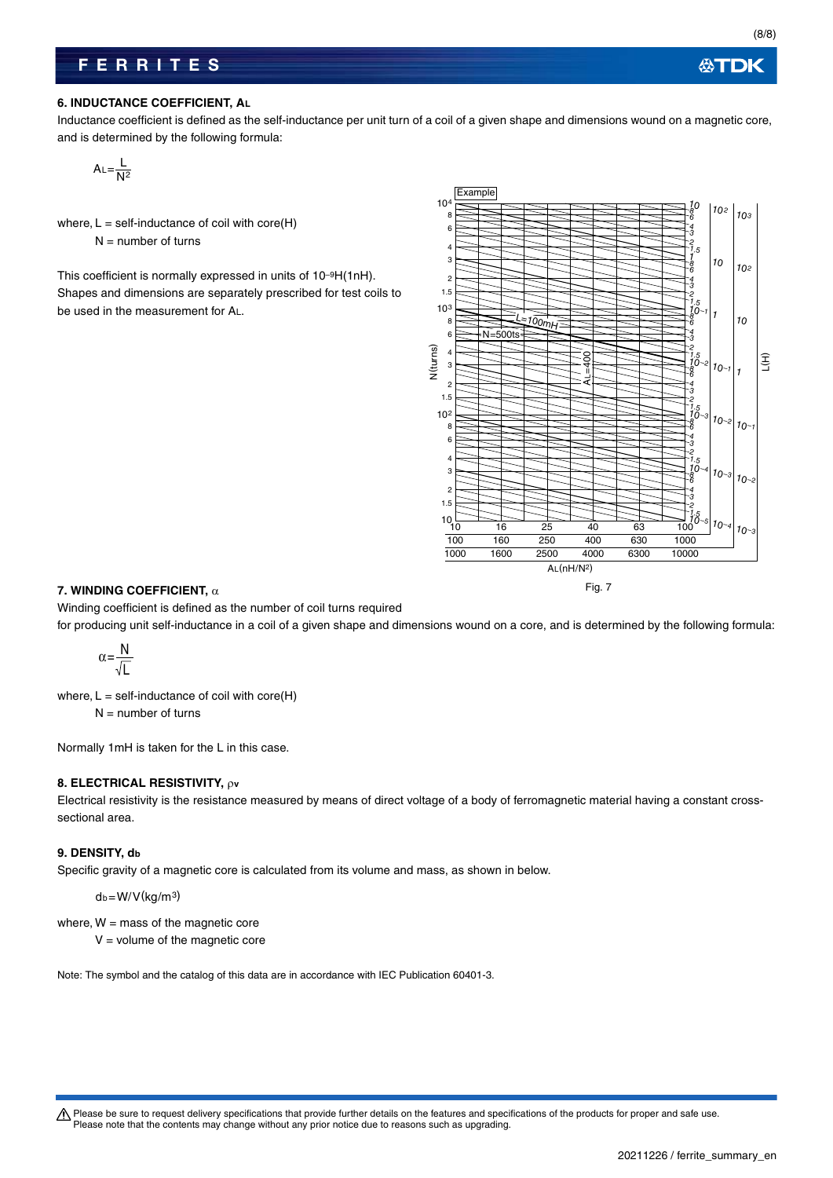### 6. INDUCTANCE COEFFICIENT, $A_L$

Inductance coefficient is defined as the self-inductance per unit turn of a coil of a given shape and dimensions wound on a magnetic core, and is determined by the following formula:

$$A_L = \frac{L}{N^2}$$

where, L = self-inductance of coil with core(H)
N = number of turns

This coefficient is normally expressed in units of $10^{-9}$H(1nH).
Shapes and dimensions are separately prescribed for test coils to be used in the measurement for $A_L$.

Example
L=100mH
N=500ts
AL=400
N(turns)
$10^4$ 8 6 4 3 2 1.5 $10^3$ 8 6 4 3 2 1.5 $10^2$ 8 6 4 3 2 1.5 10
10 16 25 40 63 100
100 160 250 400 630 1000
1000 1600 2500 4000 6300 10000
AL(nH/N²)
L(H)
10 $10^2$ $10^3$
1 10 $10^2$
$10^{-1}$ 1 10
$10^{-2}$ $10^{-1}$ 1
$10^{-3}$ $10^{-2}$ $10^{-1}$
$10^{-4}$ $10^{-3}$ $10^{-2}$
$10^{-5}$ $10^{-4}$ $10^{-3}$

Fig. 7

### 7. WINDING COEFFICIENT, $\alpha$

Winding coefficient is defined as the number of coil turns required for producing unit self-inductance in a coil of a given shape and dimensions wound on a core, and is determined by the following formula:

$$\alpha = \frac{N}{\sqrt{L}}$$

where, L = self-inductance of coil with core(H)
N = number of turns

Normally 1mH is taken for the L in this case.

### 8. ELECTRICAL RESISTIVITY, $\rho_v$

Electrical resistivity is the resistance measured by means of direct voltage of a body of ferromagnetic material having a constant cross-sectional area.

### 9. DENSITY, $d_b$

Specific gravity of a magnetic core is calculated from its volume and mass, as shown in below.

$$d_b = W/V (kg/m^3)$$

where, W = mass of the magnetic core
V = volume of the magnetic core

Note: The symbol and the catalog of this data are in accordance with IEC Publication 60401-3.